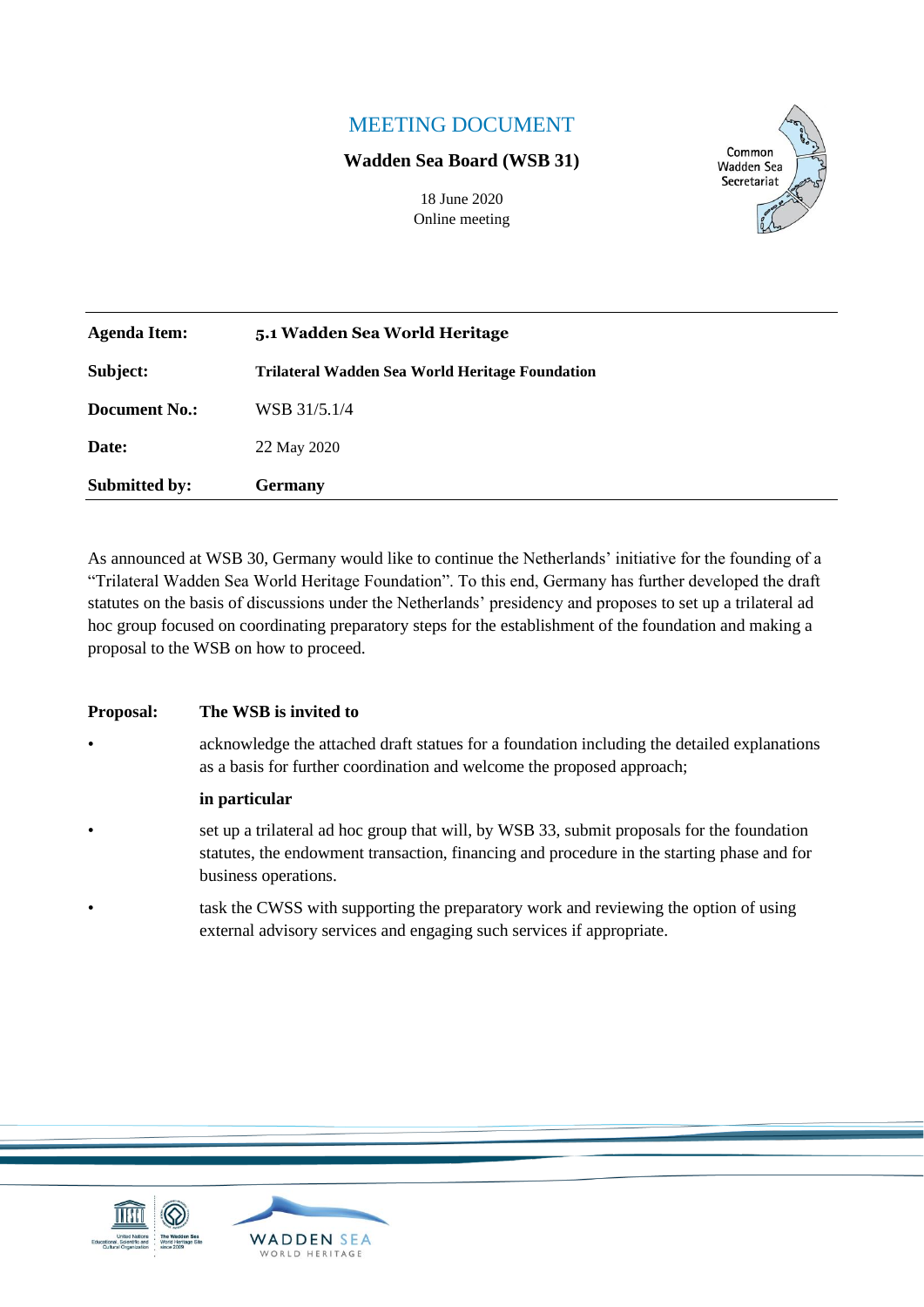# MEETING DOCUMENT

**Wadden Sea Board (WSB 31)**

18 June 2020
Online meeting

Common Wadden Sea Secretariat

| | |
|---|---|
| **Agenda Item:** | **5.1 Wadden Sea World Heritage** |
| **Subject:** | **Trilateral Wadden Sea World Heritage Foundation** |
| **Document No.:** | WSB 31/5.1/4 |
| **Date:** | 22 May 2020 |
| **Submitted by:** | **Germany** |

As announced at WSB 30, Germany would like to continue the Netherlands' initiative for the founding of a "Trilateral Wadden Sea World Heritage Foundation". To this end, Germany has further developed the draft statutes on the basis of discussions under the Netherlands' presidency and proposes to set up a trilateral ad hoc group focused on coordinating preparatory steps for the establishment of the foundation and making a proposal to the WSB on how to proceed.

**Proposal:** **The WSB is invited to**

- acknowledge the attached draft statues for a foundation including the detailed explanations as a basis for further coordination and welcome the proposed approach;

**in particular**

- set up a trilateral ad hoc group that will, by WSB 33, submit proposals for the foundation statutes, the endowment transaction, financing and procedure in the starting phase and for business operations.
- task the CWSS with supporting the preparatory work and reviewing the option of using external advisory services and engaging such services if appropriate.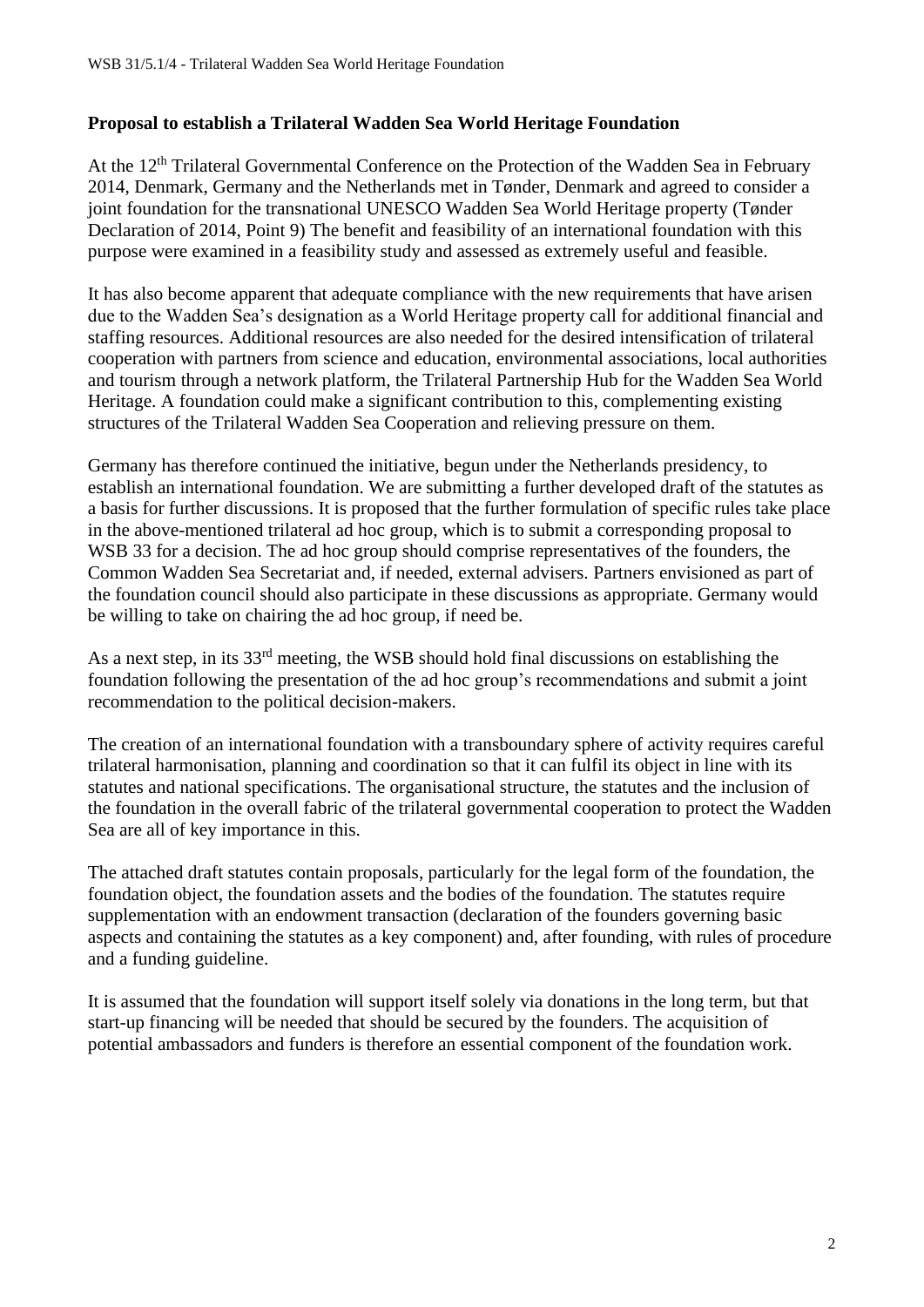**Proposal to establish a Trilateral Wadden Sea World Heritage Foundation**

At the 12th Trilateral Governmental Conference on the Protection of the Wadden Sea in February 2014, Denmark, Germany and the Netherlands met in Tønder, Denmark and agreed to consider a joint foundation for the transnational UNESCO Wadden Sea World Heritage property (Tønder Declaration of 2014, Point 9) The benefit and feasibility of an international foundation with this purpose were examined in a feasibility study and assessed as extremely useful and feasible.

It has also become apparent that adequate compliance with the new requirements that have arisen due to the Wadden Sea's designation as a World Heritage property call for additional financial and staffing resources. Additional resources are also needed for the desired intensification of trilateral cooperation with partners from science and education, environmental associations, local authorities and tourism through a network platform, the Trilateral Partnership Hub for the Wadden Sea World Heritage. A foundation could make a significant contribution to this, complementing existing structures of the Trilateral Wadden Sea Cooperation and relieving pressure on them.

Germany has therefore continued the initiative, begun under the Netherlands presidency, to establish an international foundation. We are submitting a further developed draft of the statutes as a basis for further discussions. It is proposed that the further formulation of specific rules take place in the above-mentioned trilateral ad hoc group, which is to submit a corresponding proposal to WSB 33 for a decision. The ad hoc group should comprise representatives of the founders, the Common Wadden Sea Secretariat and, if needed, external advisers. Partners envisioned as part of the foundation council should also participate in these discussions as appropriate. Germany would be willing to take on chairing the ad hoc group, if need be.

As a next step, in its 33rd meeting, the WSB should hold final discussions on establishing the foundation following the presentation of the ad hoc group's recommendations and submit a joint recommendation to the political decision-makers.

The creation of an international foundation with a transboundary sphere of activity requires careful trilateral harmonisation, planning and coordination so that it can fulfil its object in line with its statutes and national specifications. The organisational structure, the statutes and the inclusion of the foundation in the overall fabric of the trilateral governmental cooperation to protect the Wadden Sea are all of key importance in this.

The attached draft statutes contain proposals, particularly for the legal form of the foundation, the foundation object, the foundation assets and the bodies of the foundation. The statutes require supplementation with an endowment transaction (declaration of the founders governing basic aspects and containing the statutes as a key component) and, after founding, with rules of procedure and a funding guideline.

It is assumed that the foundation will support itself solely via donations in the long term, but that start-up financing will be needed that should be secured by the founders. The acquisition of potential ambassadors and funders is therefore an essential component of the foundation work.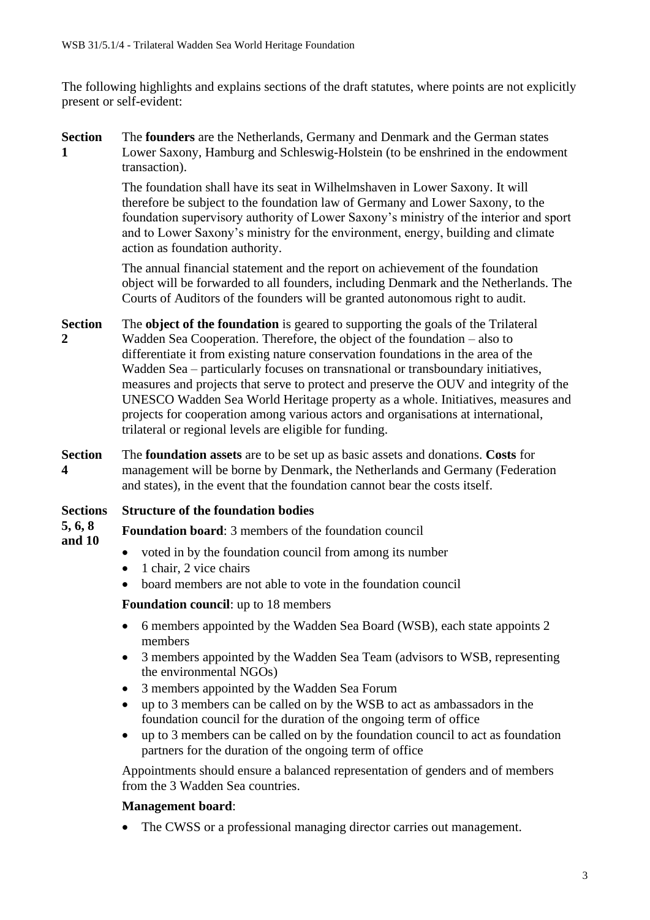The following highlights and explains sections of the draft statutes, where points are not explicitly present or self-evident:

**Section 1**

The **founders** are the Netherlands, Germany and Denmark and the German states Lower Saxony, Hamburg and Schleswig-Holstein (to be enshrined in the endowment transaction).

The foundation shall have its seat in Wilhelmshaven in Lower Saxony. It will therefore be subject to the foundation law of Germany and Lower Saxony, to the foundation supervisory authority of Lower Saxony's ministry of the interior and sport and to Lower Saxony's ministry for the environment, energy, building and climate action as foundation authority.

The annual financial statement and the report on achievement of the foundation object will be forwarded to all founders, including Denmark and the Netherlands. The Courts of Auditors of the founders will be granted autonomous right to audit.

**Section 2**

The **object of the foundation** is geared to supporting the goals of the Trilateral Wadden Sea Cooperation. Therefore, the object of the foundation – also to differentiate it from existing nature conservation foundations in the area of the Wadden Sea – particularly focuses on transnational or transboundary initiatives, measures and projects that serve to protect and preserve the OUV and integrity of the UNESCO Wadden Sea World Heritage property as a whole. Initiatives, measures and projects for cooperation among various actors and organisations at international, trilateral or regional levels are eligible for funding.

**Section 4**

The **foundation assets** are to be set up as basic assets and donations. **Costs** for management will be borne by Denmark, the Netherlands and Germany (Federation and states), in the event that the foundation cannot bear the costs itself.

**Sections 5, 6, 8 and 10**

**Structure of the foundation bodies**

**Foundation board**: 3 members of the foundation council

- voted in by the foundation council from among its number
- 1 chair, 2 vice chairs
- board members are not able to vote in the foundation council

**Foundation council**: up to 18 members

- 6 members appointed by the Wadden Sea Board (WSB), each state appoints 2 members
- 3 members appointed by the Wadden Sea Team (advisors to WSB, representing the environmental NGOs)
- 3 members appointed by the Wadden Sea Forum
- up to 3 members can be called on by the WSB to act as ambassadors in the foundation council for the duration of the ongoing term of office
- up to 3 members can be called on by the foundation council to act as foundation partners for the duration of the ongoing term of office

Appointments should ensure a balanced representation of genders and of members from the 3 Wadden Sea countries.

**Management board**:

- The CWSS or a professional managing director carries out management.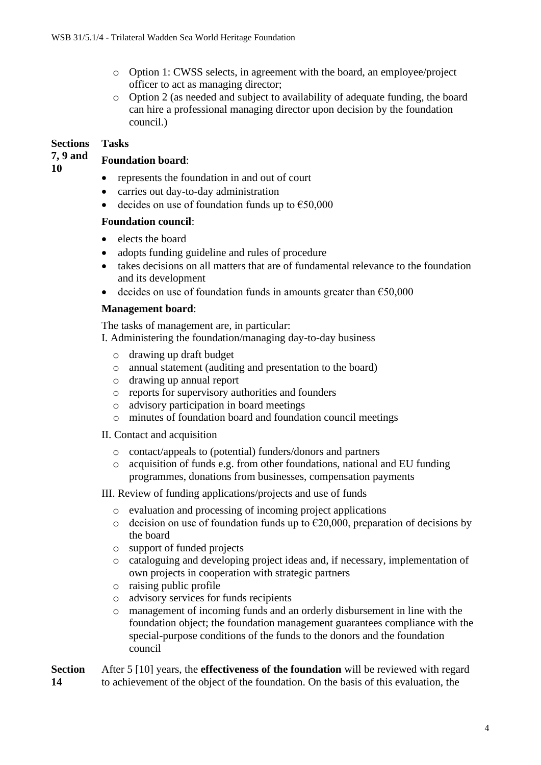- Option 1: CWSS selects, in agreement with the board, an employee/project officer to act as managing director;
- Option 2 (as needed and subject to availability of adequate funding, the board can hire a professional managing director upon decision by the foundation council.)

**Sections 7, 9 and 10**

**Tasks**

**Foundation board**:

- represents the foundation in and out of court
- carries out day-to-day administration
- decides on use of foundation funds up to €50,000

**Foundation council**:

- elects the board
- adopts funding guideline and rules of procedure
- takes decisions on all matters that are of fundamental relevance to the foundation and its development
- decides on use of foundation funds in amounts greater than €50,000

**Management board**:

The tasks of management are, in particular:
I. Administering the foundation/managing day-to-day business

- drawing up draft budget
- annual statement (auditing and presentation to the board)
- drawing up annual report
- reports for supervisory authorities and founders
- advisory participation in board meetings
- minutes of foundation board and foundation council meetings

II. Contact and acquisition

- contact/appeals to (potential) funders/donors and partners
- acquisition of funds e.g. from other foundations, national and EU funding programmes, donations from businesses, compensation payments

III. Review of funding applications/projects and use of funds

- evaluation and processing of incoming project applications
- decision on use of foundation funds up to €20,000, preparation of decisions by the board
- support of funded projects
- cataloguing and developing project ideas and, if necessary, implementation of own projects in cooperation with strategic partners
- raising public profile
- advisory services for funds recipients
- management of incoming funds and an orderly disbursement in line with the foundation object; the foundation management guarantees compliance with the special-purpose conditions of the funds to the donors and the foundation council

**Section 14**

After 5 [10] years, the **effectiveness of the foundation** will be reviewed with regard to achievement of the object of the foundation. On the basis of this evaluation, the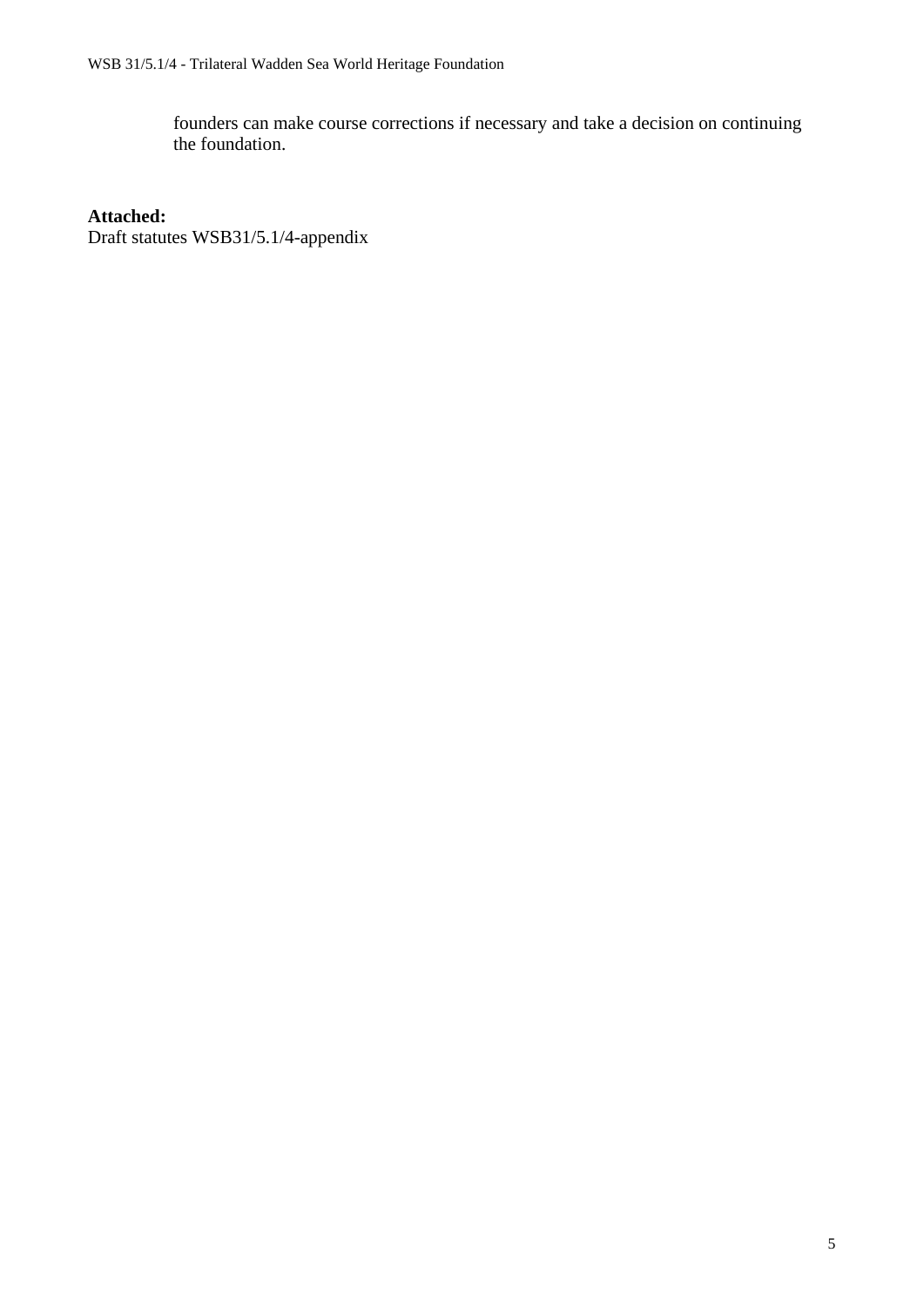founders can make course corrections if necessary and take a decision on continuing the foundation.

**Attached:**
Draft statutes WSB31/5.1/4-appendix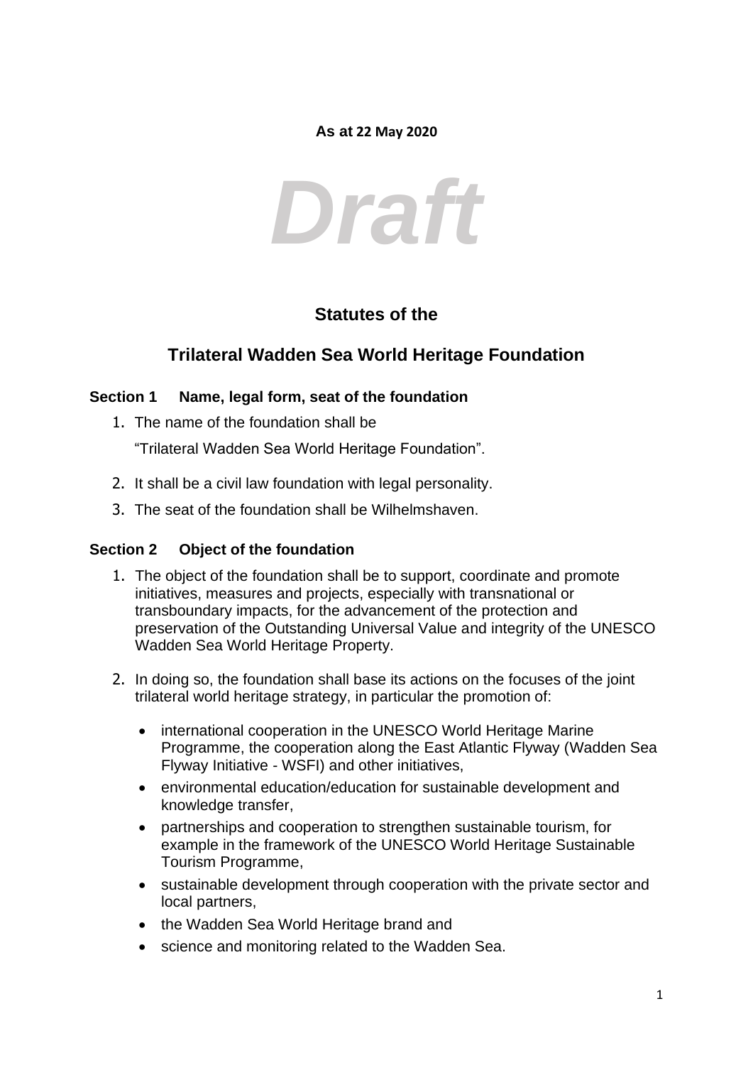**As at 22 May 2020**

*Draft*

## Statutes of the

## Trilateral Wadden Sea World Heritage Foundation

### Section 1 Name, legal form, seat of the foundation

1. The name of the foundation shall be

   "Trilateral Wadden Sea World Heritage Foundation".

2. It shall be a civil law foundation with legal personality.
3. The seat of the foundation shall be Wilhelmshaven.

### Section 2 Object of the foundation

1. The object of the foundation shall be to support, coordinate and promote initiatives, measures and projects, especially with transnational or transboundary impacts, for the advancement of the protection and preservation of the Outstanding Universal Value and integrity of the UNESCO Wadden Sea World Heritage Property.

2. In doing so, the foundation shall base its actions on the focuses of the joint trilateral world heritage strategy, in particular the promotion of:

   - international cooperation in the UNESCO World Heritage Marine Programme, the cooperation along the East Atlantic Flyway (Wadden Sea Flyway Initiative - WSFI) and other initiatives,
   - environmental education/education for sustainable development and knowledge transfer,
   - partnerships and cooperation to strengthen sustainable tourism, for example in the framework of the UNESCO World Heritage Sustainable Tourism Programme,
   - sustainable development through cooperation with the private sector and local partners,
   - the Wadden Sea World Heritage brand and
   - science and monitoring related to the Wadden Sea.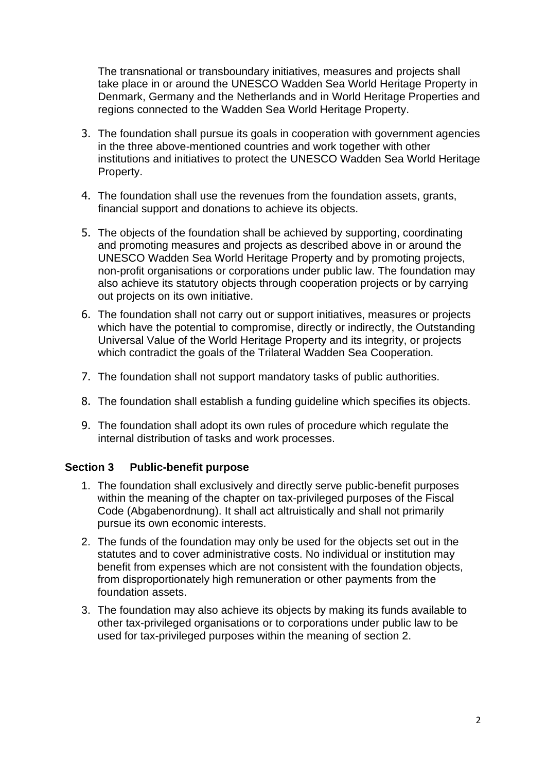The transnational or transboundary initiatives, measures and projects shall take place in or around the UNESCO Wadden Sea World Heritage Property in Denmark, Germany and the Netherlands and in World Heritage Properties and regions connected to the Wadden Sea World Heritage Property.

3. The foundation shall pursue its goals in cooperation with government agencies in the three above-mentioned countries and work together with other institutions and initiatives to protect the UNESCO Wadden Sea World Heritage Property.
4. The foundation shall use the revenues from the foundation assets, grants, financial support and donations to achieve its objects.
5. The objects of the foundation shall be achieved by supporting, coordinating and promoting measures and projects as described above in or around the UNESCO Wadden Sea World Heritage Property and by promoting projects, non-profit organisations or corporations under public law. The foundation may also achieve its statutory objects through cooperation projects or by carrying out projects on its own initiative.
6. The foundation shall not carry out or support initiatives, measures or projects which have the potential to compromise, directly or indirectly, the Outstanding Universal Value of the World Heritage Property and its integrity, or projects which contradict the goals of the Trilateral Wadden Sea Cooperation.
7. The foundation shall not support mandatory tasks of public authorities.
8. The foundation shall establish a funding guideline which specifies its objects.
9. The foundation shall adopt its own rules of procedure which regulate the internal distribution of tasks and work processes.

### Section 3 Public-benefit purpose

1. The foundation shall exclusively and directly serve public-benefit purposes within the meaning of the chapter on tax-privileged purposes of the Fiscal Code (Abgabenordnung). It shall act altruistically and shall not primarily pursue its own economic interests.
2. The funds of the foundation may only be used for the objects set out in the statutes and to cover administrative costs. No individual or institution may benefit from expenses which are not consistent with the foundation objects, from disproportionately high remuneration or other payments from the foundation assets.
3. The foundation may also achieve its objects by making its funds available to other tax-privileged organisations or to corporations under public law to be used for tax-privileged purposes within the meaning of section 2.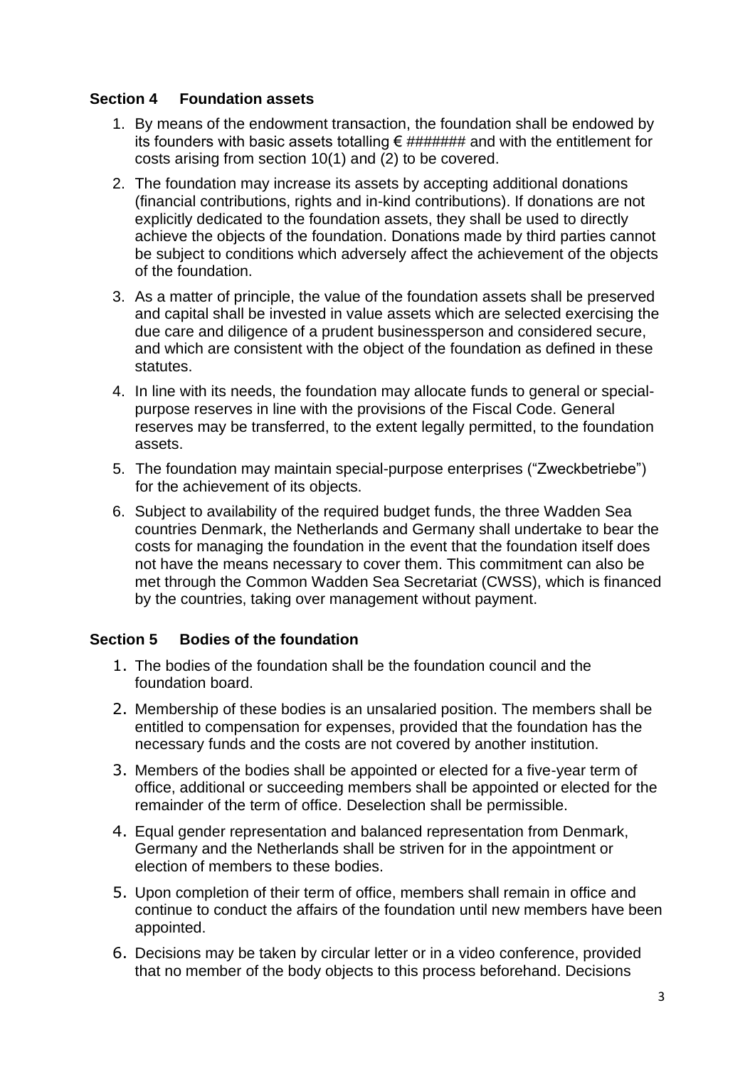## Section 4 Foundation assets

1. By means of the endowment transaction, the foundation shall be endowed by its founders with basic assets totalling € ####### and with the entitlement for costs arising from section 10(1) and (2) to be covered.
2. The foundation may increase its assets by accepting additional donations (financial contributions, rights and in-kind contributions). If donations are not explicitly dedicated to the foundation assets, they shall be used to directly achieve the objects of the foundation. Donations made by third parties cannot be subject to conditions which adversely affect the achievement of the objects of the foundation.
3. As a matter of principle, the value of the foundation assets shall be preserved and capital shall be invested in value assets which are selected exercising the due care and diligence of a prudent businessperson and considered secure, and which are consistent with the object of the foundation as defined in these statutes.
4. In line with its needs, the foundation may allocate funds to general or special-purpose reserves in line with the provisions of the Fiscal Code. General reserves may be transferred, to the extent legally permitted, to the foundation assets.
5. The foundation may maintain special-purpose enterprises ("Zweckbetriebe") for the achievement of its objects.
6. Subject to availability of the required budget funds, the three Wadden Sea countries Denmark, the Netherlands and Germany shall undertake to bear the costs for managing the foundation in the event that the foundation itself does not have the means necessary to cover them. This commitment can also be met through the Common Wadden Sea Secretariat (CWSS), which is financed by the countries, taking over management without payment.

## Section 5 Bodies of the foundation

1. The bodies of the foundation shall be the foundation council and the foundation board.
2. Membership of these bodies is an unsalaried position. The members shall be entitled to compensation for expenses, provided that the foundation has the necessary funds and the costs are not covered by another institution.
3. Members of the bodies shall be appointed or elected for a five-year term of office, additional or succeeding members shall be appointed or elected for the remainder of the term of office. Deselection shall be permissible.
4. Equal gender representation and balanced representation from Denmark, Germany and the Netherlands shall be striven for in the appointment or election of members to these bodies.
5. Upon completion of their term of office, members shall remain in office and continue to conduct the affairs of the foundation until new members have been appointed.
6. Decisions may be taken by circular letter or in a video conference, provided that no member of the body objects to this process beforehand. Decisions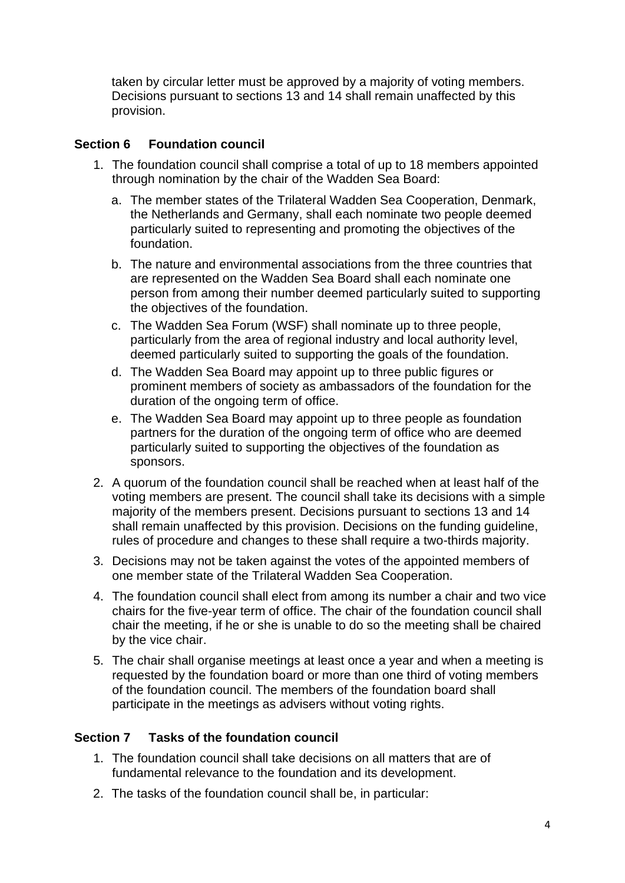taken by circular letter must be approved by a majority of voting members. Decisions pursuant to sections 13 and 14 shall remain unaffected by this provision.

## Section 6 Foundation council

1. The foundation council shall comprise a total of up to 18 members appointed through nomination by the chair of the Wadden Sea Board:
   a. The member states of the Trilateral Wadden Sea Cooperation, Denmark, the Netherlands and Germany, shall each nominate two people deemed particularly suited to representing and promoting the objectives of the foundation.
   b. The nature and environmental associations from the three countries that are represented on the Wadden Sea Board shall each nominate one person from among their number deemed particularly suited to supporting the objectives of the foundation.
   c. The Wadden Sea Forum (WSF) shall nominate up to three people, particularly from the area of regional industry and local authority level, deemed particularly suited to supporting the goals of the foundation.
   d. The Wadden Sea Board may appoint up to three public figures or prominent members of society as ambassadors of the foundation for the duration of the ongoing term of office.
   e. The Wadden Sea Board may appoint up to three people as foundation partners for the duration of the ongoing term of office who are deemed particularly suited to supporting the objectives of the foundation as sponsors.
2. A quorum of the foundation council shall be reached when at least half of the voting members are present. The council shall take its decisions with a simple majority of the members present. Decisions pursuant to sections 13 and 14 shall remain unaffected by this provision. Decisions on the funding guideline, rules of procedure and changes to these shall require a two-thirds majority.
3. Decisions may not be taken against the votes of the appointed members of one member state of the Trilateral Wadden Sea Cooperation.
4. The foundation council shall elect from among its number a chair and two vice chairs for the five-year term of office. The chair of the foundation council shall chair the meeting, if he or she is unable to do so the meeting shall be chaired by the vice chair.
5. The chair shall organise meetings at least once a year and when a meeting is requested by the foundation board or more than one third of voting members of the foundation council. The members of the foundation board shall participate in the meetings as advisers without voting rights.

## Section 7 Tasks of the foundation council

1. The foundation council shall take decisions on all matters that are of fundamental relevance to the foundation and its development.
2. The tasks of the foundation council shall be, in particular: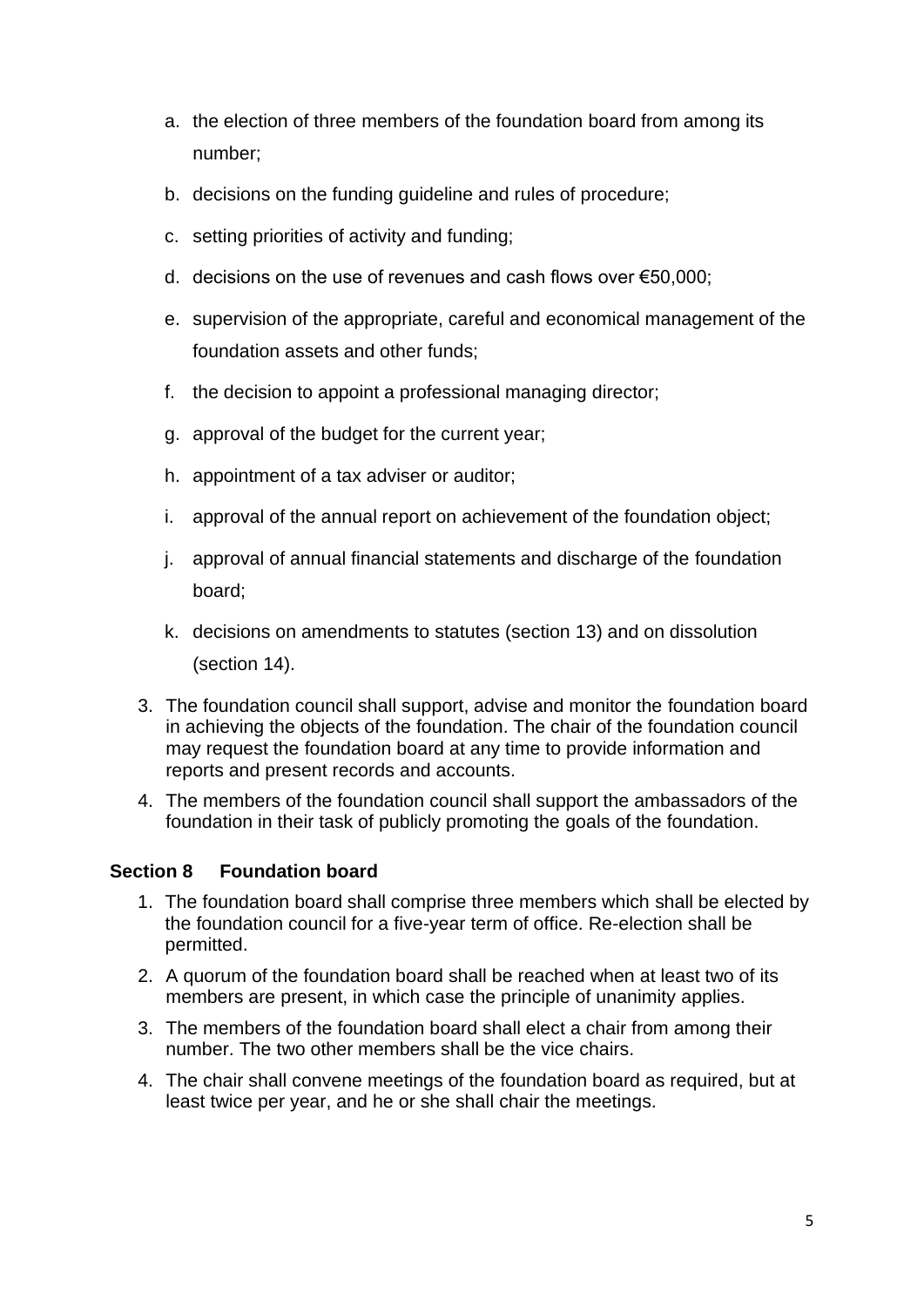a. the election of three members of the foundation board from among its number;

b. decisions on the funding guideline and rules of procedure;

c. setting priorities of activity and funding;

d. decisions on the use of revenues and cash flows over €50,000;

e. supervision of the appropriate, careful and economical management of the foundation assets and other funds;

f. the decision to appoint a professional managing director;

g. approval of the budget for the current year;

h. appointment of a tax adviser or auditor;

i. approval of the annual report on achievement of the foundation object;

j. approval of annual financial statements and discharge of the foundation board;

k. decisions on amendments to statutes (section 13) and on dissolution (section 14).

3. The foundation council shall support, advise and monitor the foundation board in achieving the objects of the foundation. The chair of the foundation council may request the foundation board at any time to provide information and reports and present records and accounts.
4. The members of the foundation council shall support the ambassadors of the foundation in their task of publicly promoting the goals of the foundation.

### Section 8 Foundation board

1. The foundation board shall comprise three members which shall be elected by the foundation council for a five-year term of office. Re-election shall be permitted.
2. A quorum of the foundation board shall be reached when at least two of its members are present, in which case the principle of unanimity applies.
3. The members of the foundation board shall elect a chair from among their number. The two other members shall be the vice chairs.
4. The chair shall convene meetings of the foundation board as required, but at least twice per year, and he or she shall chair the meetings.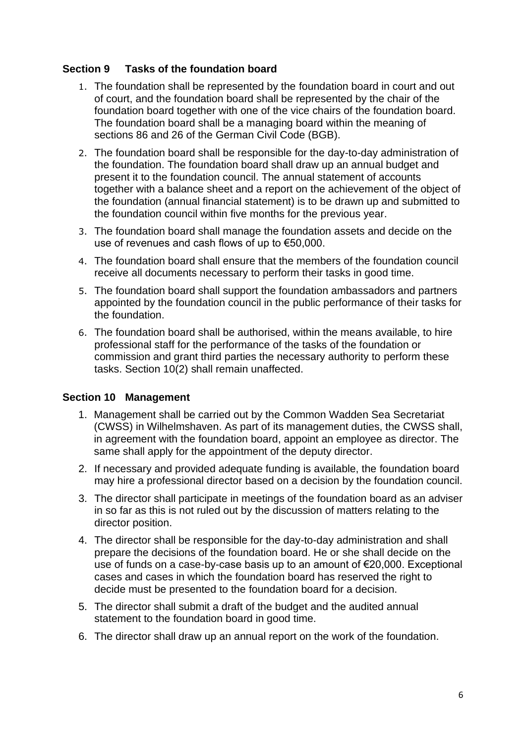### Section 9 Tasks of the foundation board

1. The foundation shall be represented by the foundation board in court and out of court, and the foundation board shall be represented by the chair of the foundation board together with one of the vice chairs of the foundation board. The foundation board shall be a managing board within the meaning of sections 86 and 26 of the German Civil Code (BGB).
2. The foundation board shall be responsible for the day-to-day administration of the foundation. The foundation board shall draw up an annual budget and present it to the foundation council. The annual statement of accounts together with a balance sheet and a report on the achievement of the object of the foundation (annual financial statement) is to be drawn up and submitted to the foundation council within five months for the previous year.
3. The foundation board shall manage the foundation assets and decide on the use of revenues and cash flows of up to €50,000.
4. The foundation board shall ensure that the members of the foundation council receive all documents necessary to perform their tasks in good time.
5. The foundation board shall support the foundation ambassadors and partners appointed by the foundation council in the public performance of their tasks for the foundation.
6. The foundation board shall be authorised, within the means available, to hire professional staff for the performance of the tasks of the foundation or commission and grant third parties the necessary authority to perform these tasks. Section 10(2) shall remain unaffected.

### Section 10 Management

1. Management shall be carried out by the Common Wadden Sea Secretariat (CWSS) in Wilhelmshaven. As part of its management duties, the CWSS shall, in agreement with the foundation board, appoint an employee as director. The same shall apply for the appointment of the deputy director.
2. If necessary and provided adequate funding is available, the foundation board may hire a professional director based on a decision by the foundation council.
3. The director shall participate in meetings of the foundation board as an adviser in so far as this is not ruled out by the discussion of matters relating to the director position.
4. The director shall be responsible for the day-to-day administration and shall prepare the decisions of the foundation board. He or she shall decide on the use of funds on a case-by-case basis up to an amount of €20,000. Exceptional cases and cases in which the foundation board has reserved the right to decide must be presented to the foundation board for a decision.
5. The director shall submit a draft of the budget and the audited annual statement to the foundation board in good time.
6. The director shall draw up an annual report on the work of the foundation.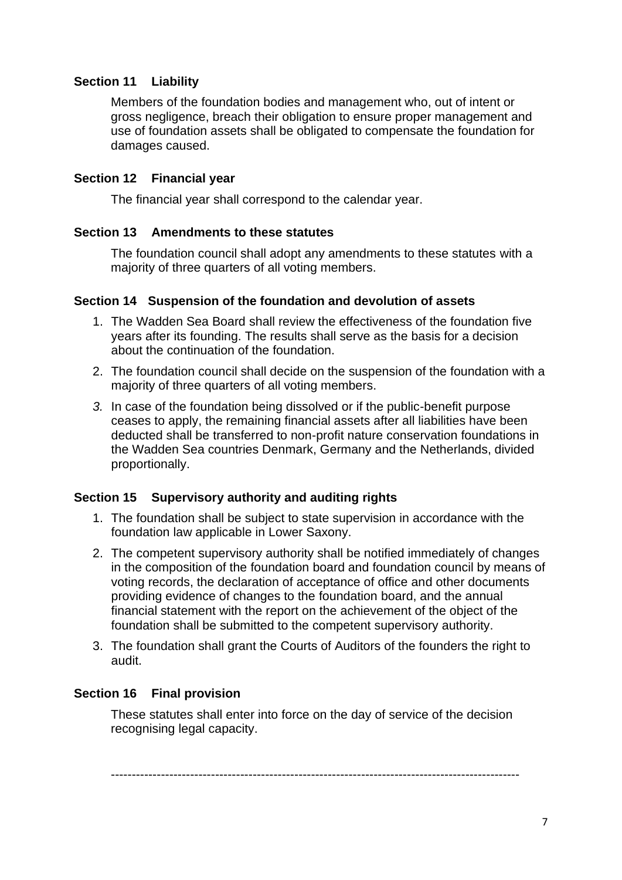### Section 11 Liability

Members of the foundation bodies and management who, out of intent or gross negligence, breach their obligation to ensure proper management and use of foundation assets shall be obligated to compensate the foundation for damages caused.

### Section 12 Financial year

The financial year shall correspond to the calendar year.

### Section 13 Amendments to these statutes

The foundation council shall adopt any amendments to these statutes with a majority of three quarters of all voting members.

### Section 14 Suspension of the foundation and devolution of assets

1. The Wadden Sea Board shall review the effectiveness of the foundation five years after its founding. The results shall serve as the basis for a decision about the continuation of the foundation.
2. The foundation council shall decide on the suspension of the foundation with a majority of three quarters of all voting members.
3. In case of the foundation being dissolved or if the public-benefit purpose ceases to apply, the remaining financial assets after all liabilities have been deducted shall be transferred to non-profit nature conservation foundations in the Wadden Sea countries Denmark, Germany and the Netherlands, divided proportionally.

### Section 15 Supervisory authority and auditing rights

1. The foundation shall be subject to state supervision in accordance with the foundation law applicable in Lower Saxony.
2. The competent supervisory authority shall be notified immediately of changes in the composition of the foundation board and foundation council by means of voting records, the declaration of acceptance of office and other documents providing evidence of changes to the foundation board, and the annual financial statement with the report on the achievement of the object of the foundation shall be submitted to the competent supervisory authority.
3. The foundation shall grant the Courts of Auditors of the founders the right to audit.

### Section 16 Final provision

These statutes shall enter into force on the day of service of the decision recognising legal capacity.

---